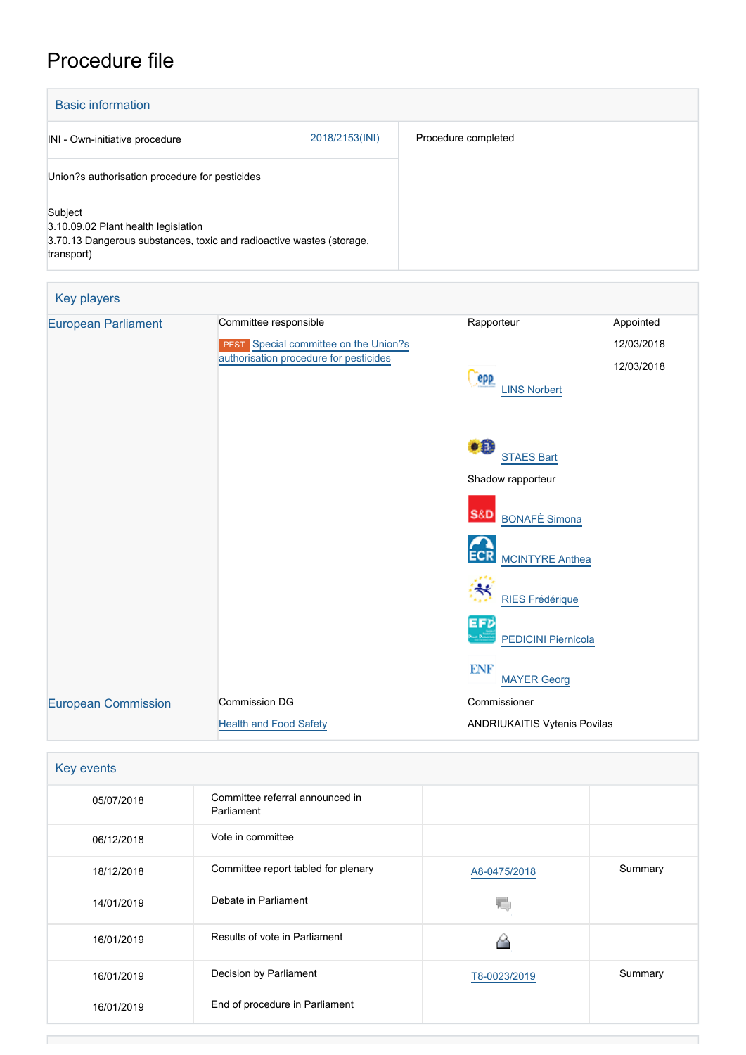# Procedure file

## Basic information

| | | |
|---|---|---|
| INI - Own-initiative procedure | 2018/2153(INI) | Procedure completed |
| Union?s authorisation procedure for pesticides | | |
| Subject<br>3.10.09.02 Plant health legislation<br>3.70.13 Dangerous substances, toxic and radioactive wastes (storage, transport) | | |

## Key players

| | | | |
|---|---|---|---|
| European Parliament | Committee responsible | Rapporteur | Appointed |
| | PEST Special committee on the Union?s authorisation procedure for pesticides | | 12/03/2018 |
| | | LINS Norbert | 12/03/2018 |
| | | STAES Bart | |
| | | Shadow rapporteur | |
| | | BONAFÈ Simona | |
| | | MCINTYRE Anthea | |
| | | RIES Frédérique | |
| | | PEDICINI Piernicola | |
| | | MAYER Georg | |
| European Commission | Commission DG | Commissioner | |
| | Health and Food Safety | ANDRIUKAITIS Vytenis Povilas | |

## Key events

| | | | |
|---|---|---|---|
| 05/07/2018 | Committee referral announced in Parliament | | |
| 06/12/2018 | Vote in committee | | |
| 18/12/2018 | Committee report tabled for plenary | A8-0475/2018 | Summary |
| 14/01/2019 | Debate in Parliament | | |
| 16/01/2019 | Results of vote in Parliament | | |
| 16/01/2019 | Decision by Parliament | T8-0023/2019 | Summary |
| 16/01/2019 | End of procedure in Parliament | | |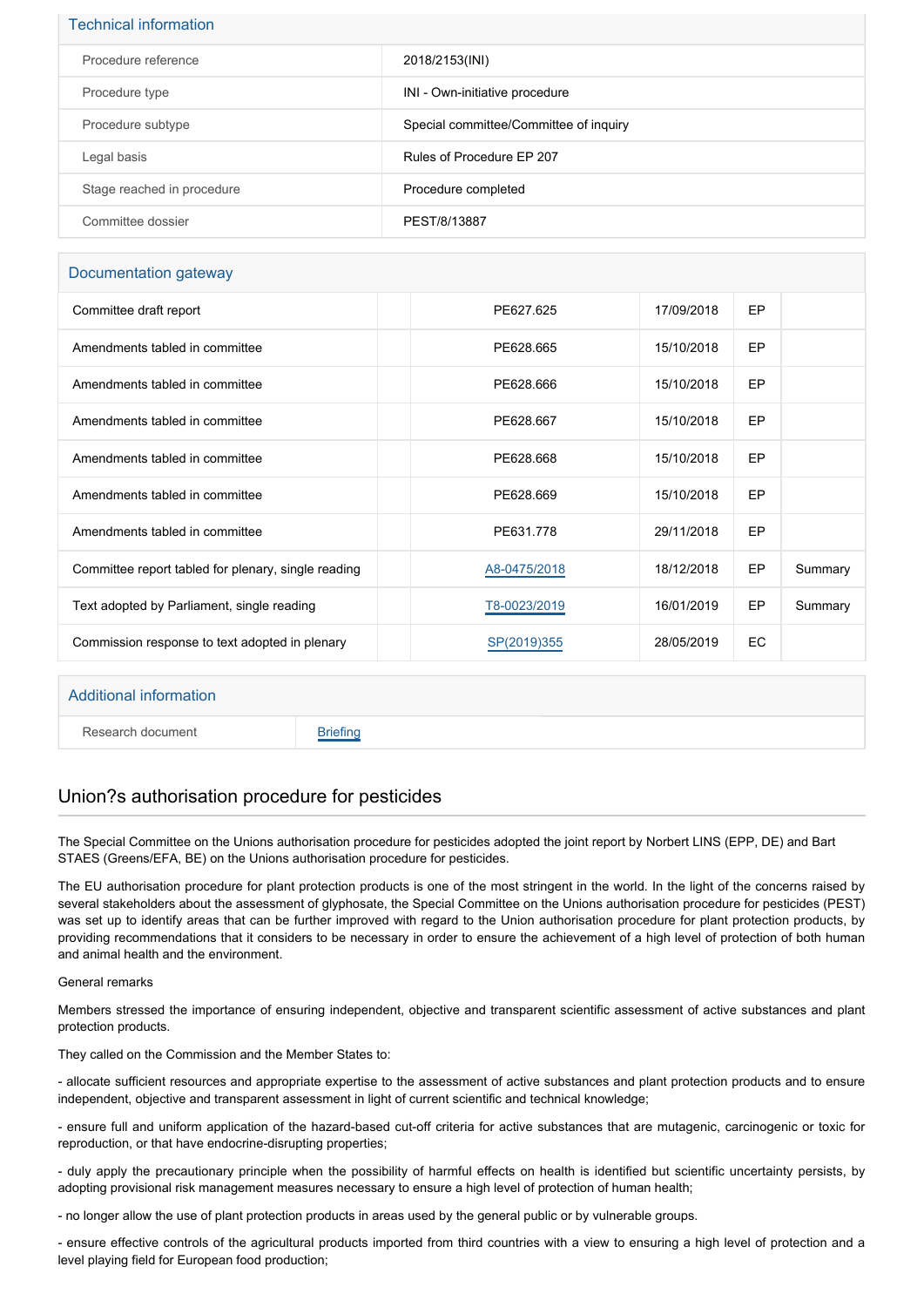## Technical information

| | |
|---|---|
| Procedure reference | 2018/2153(INI) |
| Procedure type | INI - Own-initiative procedure |
| Procedure subtype | Special committee/Committee of inquiry |
| Legal basis | Rules of Procedure EP 207 |
| Stage reached in procedure | Procedure completed |
| Committee dossier | PEST/8/13887 |

## Documentation gateway

| | | | | | |
|---|---|---|---|---|---|
| Committee draft report | | PE627.625 | 17/09/2018 | EP | |
| Amendments tabled in committee | | PE628.665 | 15/10/2018 | EP | |
| Amendments tabled in committee | | PE628.666 | 15/10/2018 | EP | |
| Amendments tabled in committee | | PE628.667 | 15/10/2018 | EP | |
| Amendments tabled in committee | | PE628.668 | 15/10/2018 | EP | |
| Amendments tabled in committee | | PE628.669 | 15/10/2018 | EP | |
| Amendments tabled in committee | | PE631.778 | 29/11/2018 | EP | |
| Committee report tabled for plenary, single reading | | A8-0475/2018 | 18/12/2018 | EP | Summary |
| Text adopted by Parliament, single reading | | T8-0023/2019 | 16/01/2019 | EP | Summary |
| Commission response to text adopted in plenary | | SP(2019)355 | 28/05/2019 | EC | |

## Additional information

| | |
|---|---|
| Research document | Briefing |

## Union?s authorisation procedure for pesticides

The Special Committee on the Unions authorisation procedure for pesticides adopted the joint report by Norbert LINS (EPP, DE) and Bart STAES (Greens/EFA, BE) on the Unions authorisation procedure for pesticides.

The EU authorisation procedure for plant protection products is one of the most stringent in the world. In the light of the concerns raised by several stakeholders about the assessment of glyphosate, the Special Committee on the Unions authorisation procedure for pesticides (PEST) was set up to identify areas that can be further improved with regard to the Union authorisation procedure for plant protection products, by providing recommendations that it considers to be necessary in order to ensure the achievement of a high level of protection of both human and animal health and the environment.

General remarks

Members stressed the importance of ensuring independent, objective and transparent scientific assessment of active substances and plant protection products.

They called on the Commission and the Member States to:

- allocate sufficient resources and appropriate expertise to the assessment of active substances and plant protection products and to ensure independent, objective and transparent assessment in light of current scientific and technical knowledge;

- ensure full and uniform application of the hazard-based cut-off criteria for active substances that are mutagenic, carcinogenic or toxic for reproduction, or that have endocrine-disrupting properties;

- duly apply the precautionary principle when the possibility of harmful effects on health is identified but scientific uncertainty persists, by adopting provisional risk management measures necessary to ensure a high level of protection of human health;

- no longer allow the use of plant protection products in areas used by the general public or by vulnerable groups.

- ensure effective controls of the agricultural products imported from third countries with a view to ensuring a high level of protection and a level playing field for European food production;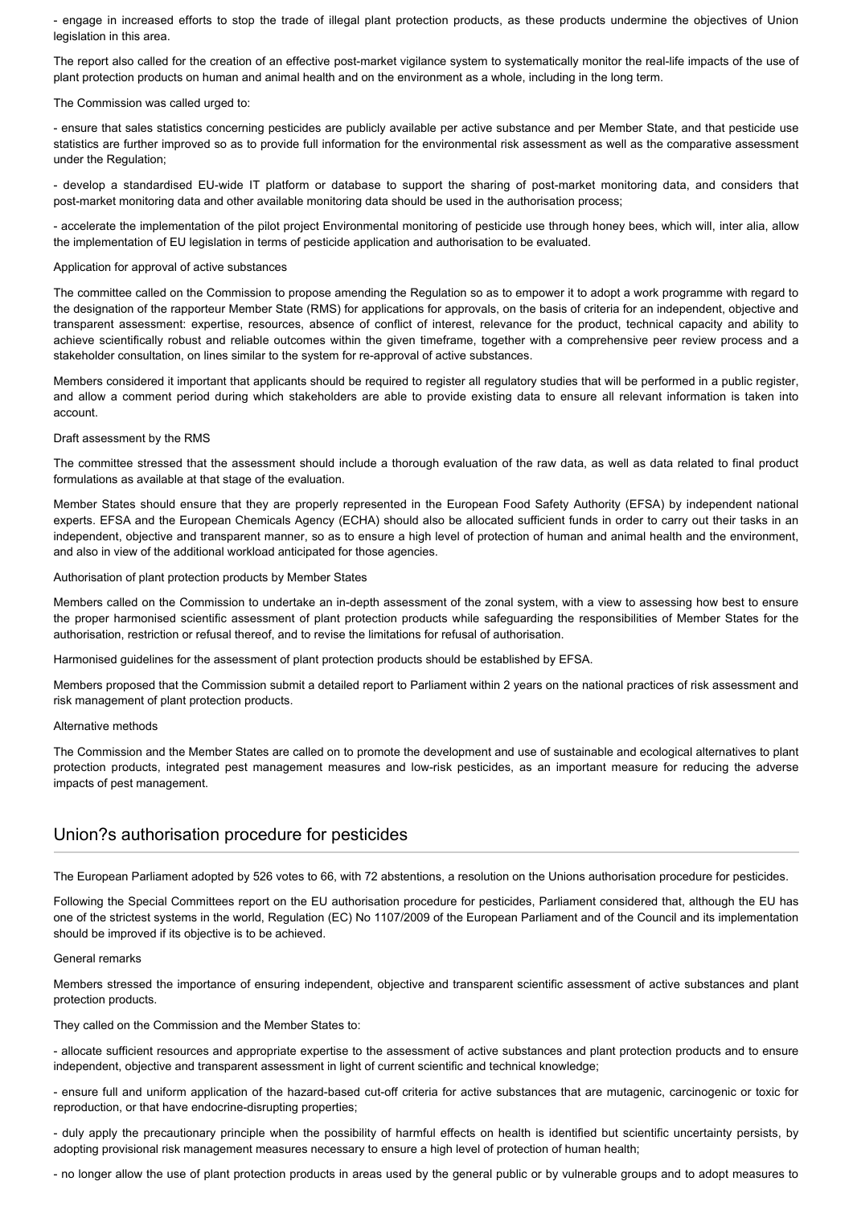- engage in increased efforts to stop the trade of illegal plant protection products, as these products undermine the objectives of Union legislation in this area.

The report also called for the creation of an effective post-market vigilance system to systematically monitor the real-life impacts of the use of plant protection products on human and animal health and on the environment as a whole, including in the long term.

The Commission was called urged to:

- ensure that sales statistics concerning pesticides are publicly available per active substance and per Member State, and that pesticide use statistics are further improved so as to provide full information for the environmental risk assessment as well as the comparative assessment under the Regulation;

- develop a standardised EU-wide IT platform or database to support the sharing of post-market monitoring data, and considers that post-market monitoring data and other available monitoring data should be used in the authorisation process;

- accelerate the implementation of the pilot project Environmental monitoring of pesticide use through honey bees, which will, inter alia, allow the implementation of EU legislation in terms of pesticide application and authorisation to be evaluated.

Application for approval of active substances

The committee called on the Commission to propose amending the Regulation so as to empower it to adopt a work programme with regard to the designation of the rapporteur Member State (RMS) for applications for approvals, on the basis of criteria for an independent, objective and transparent assessment: expertise, resources, absence of conflict of interest, relevance for the product, technical capacity and ability to achieve scientifically robust and reliable outcomes within the given timeframe, together with a comprehensive peer review process and a stakeholder consultation, on lines similar to the system for re-approval of active substances.

Members considered it important that applicants should be required to register all regulatory studies that will be performed in a public register, and allow a comment period during which stakeholders are able to provide existing data to ensure all relevant information is taken into account.

Draft assessment by the RMS

The committee stressed that the assessment should include a thorough evaluation of the raw data, as well as data related to final product formulations as available at that stage of the evaluation.

Member States should ensure that they are properly represented in the European Food Safety Authority (EFSA) by independent national experts. EFSA and the European Chemicals Agency (ECHA) should also be allocated sufficient funds in order to carry out their tasks in an independent, objective and transparent manner, so as to ensure a high level of protection of human and animal health and the environment, and also in view of the additional workload anticipated for those agencies.

Authorisation of plant protection products by Member States

Members called on the Commission to undertake an in-depth assessment of the zonal system, with a view to assessing how best to ensure the proper harmonised scientific assessment of plant protection products while safeguarding the responsibilities of Member States for the authorisation, restriction or refusal thereof, and to revise the limitations for refusal of authorisation.

Harmonised guidelines for the assessment of plant protection products should be established by EFSA.

Members proposed that the Commission submit a detailed report to Parliament within 2 years on the national practices of risk assessment and risk management of plant protection products.

Alternative methods

The Commission and the Member States are called on to promote the development and use of sustainable and ecological alternatives to plant protection products, integrated pest management measures and low-risk pesticides, as an important measure for reducing the adverse impacts of pest management.

## Union?s authorisation procedure for pesticides

The European Parliament adopted by 526 votes to 66, with 72 abstentions, a resolution on the Unions authorisation procedure for pesticides.

Following the Special Committees report on the EU authorisation procedure for pesticides, Parliament considered that, although the EU has one of the strictest systems in the world, Regulation (EC) No 1107/2009 of the European Parliament and of the Council and its implementation should be improved if its objective is to be achieved.

General remarks

Members stressed the importance of ensuring independent, objective and transparent scientific assessment of active substances and plant protection products.

They called on the Commission and the Member States to:

- allocate sufficient resources and appropriate expertise to the assessment of active substances and plant protection products and to ensure independent, objective and transparent assessment in light of current scientific and technical knowledge;

- ensure full and uniform application of the hazard-based cut-off criteria for active substances that are mutagenic, carcinogenic or toxic for reproduction, or that have endocrine-disrupting properties;

- duly apply the precautionary principle when the possibility of harmful effects on health is identified but scientific uncertainty persists, by adopting provisional risk management measures necessary to ensure a high level of protection of human health;

- no longer allow the use of plant protection products in areas used by the general public or by vulnerable groups and to adopt measures to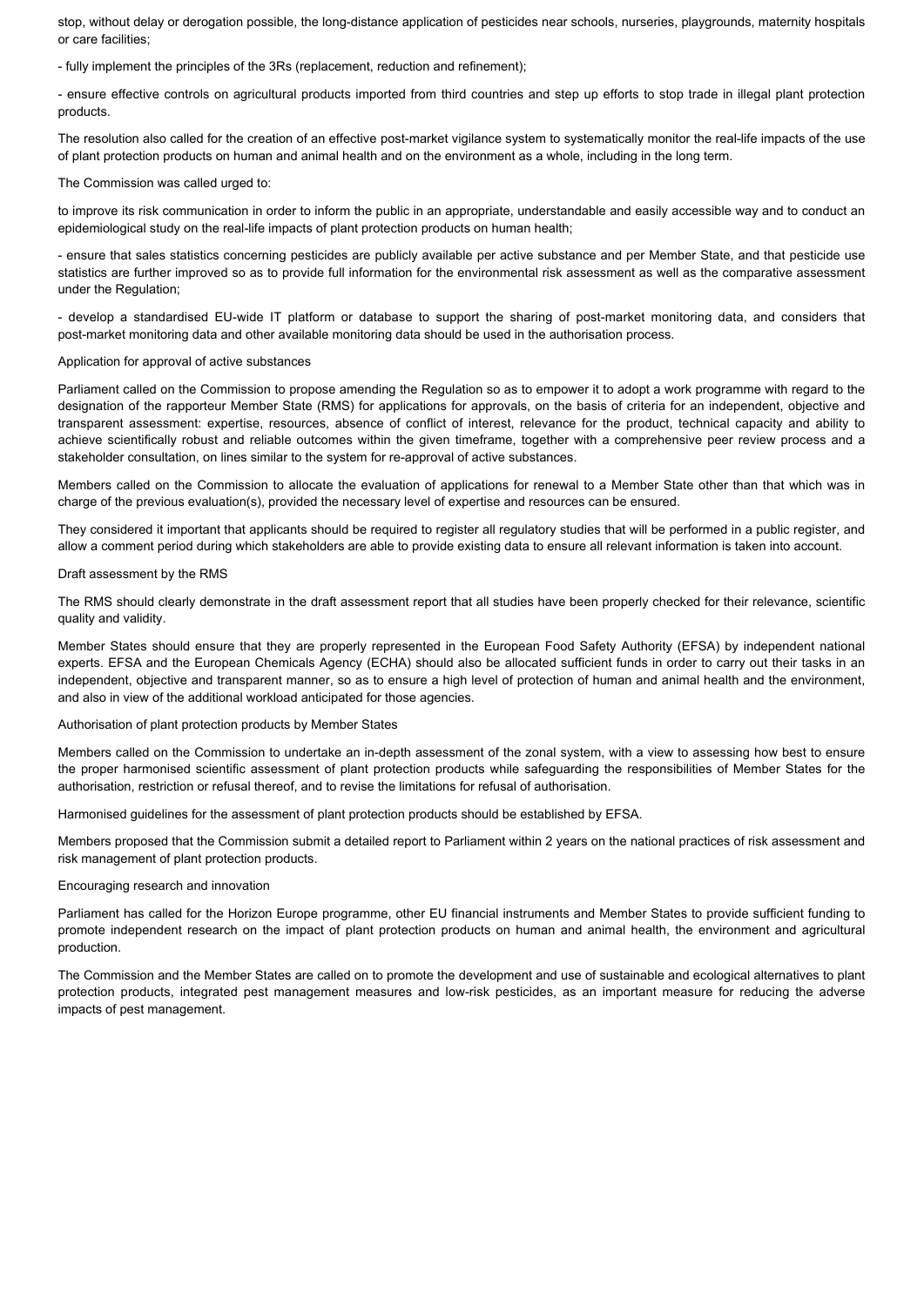stop, without delay or derogation possible, the long-distance application of pesticides near schools, nurseries, playgrounds, maternity hospitals or care facilities;

- fully implement the principles of the 3Rs (replacement, reduction and refinement);

- ensure effective controls on agricultural products imported from third countries and step up efforts to stop trade in illegal plant protection products.

The resolution also called for the creation of an effective post-market vigilance system to systematically monitor the real-life impacts of the use of plant protection products on human and animal health and on the environment as a whole, including in the long term.

The Commission was called urged to:

to improve its risk communication in order to inform the public in an appropriate, understandable and easily accessible way and to conduct an epidemiological study on the real-life impacts of plant protection products on human health;

- ensure that sales statistics concerning pesticides are publicly available per active substance and per Member State, and that pesticide use statistics are further improved so as to provide full information for the environmental risk assessment as well as the comparative assessment under the Regulation;

- develop a standardised EU-wide IT platform or database to support the sharing of post-market monitoring data, and considers that post-market monitoring data and other available monitoring data should be used in the authorisation process.

Application for approval of active substances

Parliament called on the Commission to propose amending the Regulation so as to empower it to adopt a work programme with regard to the designation of the rapporteur Member State (RMS) for applications for approvals, on the basis of criteria for an independent, objective and transparent assessment: expertise, resources, absence of conflict of interest, relevance for the product, technical capacity and ability to achieve scientifically robust and reliable outcomes within the given timeframe, together with a comprehensive peer review process and a stakeholder consultation, on lines similar to the system for re-approval of active substances.

Members called on the Commission to allocate the evaluation of applications for renewal to a Member State other than that which was in charge of the previous evaluation(s), provided the necessary level of expertise and resources can be ensured.

They considered it important that applicants should be required to register all regulatory studies that will be performed in a public register, and allow a comment period during which stakeholders are able to provide existing data to ensure all relevant information is taken into account.

Draft assessment by the RMS

The RMS should clearly demonstrate in the draft assessment report that all studies have been properly checked for their relevance, scientific quality and validity.

Member States should ensure that they are properly represented in the European Food Safety Authority (EFSA) by independent national experts. EFSA and the European Chemicals Agency (ECHA) should also be allocated sufficient funds in order to carry out their tasks in an independent, objective and transparent manner, so as to ensure a high level of protection of human and animal health and the environment, and also in view of the additional workload anticipated for those agencies.

Authorisation of plant protection products by Member States

Members called on the Commission to undertake an in-depth assessment of the zonal system, with a view to assessing how best to ensure the proper harmonised scientific assessment of plant protection products while safeguarding the responsibilities of Member States for the authorisation, restriction or refusal thereof, and to revise the limitations for refusal of authorisation.

Harmonised guidelines for the assessment of plant protection products should be established by EFSA.

Members proposed that the Commission submit a detailed report to Parliament within 2 years on the national practices of risk assessment and risk management of plant protection products.

Encouraging research and innovation

Parliament has called for the Horizon Europe programme, other EU financial instruments and Member States to provide sufficient funding to promote independent research on the impact of plant protection products on human and animal health, the environment and agricultural production.

The Commission and the Member States are called on to promote the development and use of sustainable and ecological alternatives to plant protection products, integrated pest management measures and low-risk pesticides, as an important measure for reducing the adverse impacts of pest management.